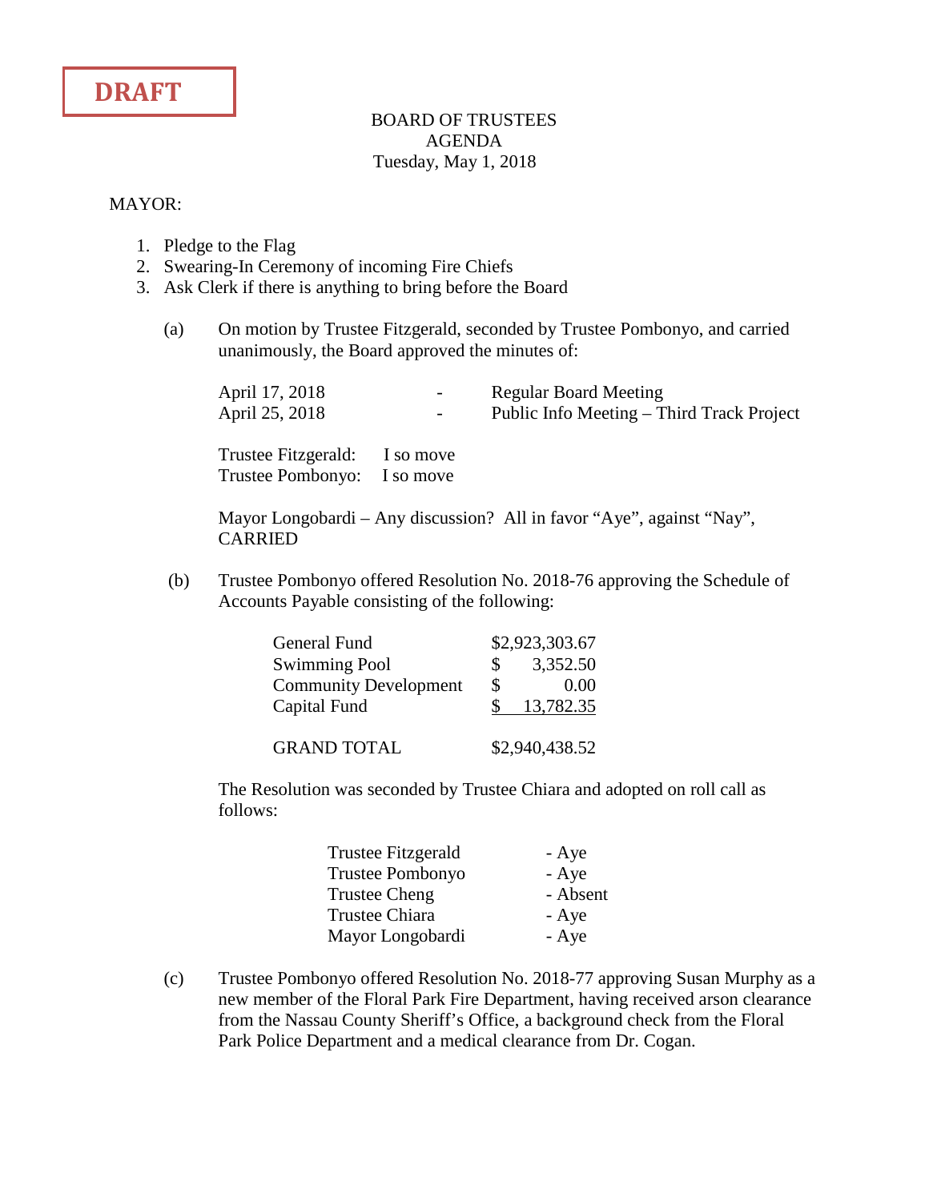**DRAFT**

BOARD OF TRUSTEES
AGENDA
Tuesday, May 1, 2018

MAYOR:

1. Pledge to the Flag
2. Swearing-In Ceremony of incoming Fire Chiefs
3. Ask Clerk if there is anything to bring before the Board

(a) On motion by Trustee Fitzgerald, seconded by Trustee Pombonyo, and carried unanimously, the Board approved the minutes of:

| | | |
|---|---|---|
| April 17, 2018 | - | Regular Board Meeting |
| April 25, 2018 | - | Public Info Meeting – Third Track Project |

Trustee Fitzgerald: I so move
Trustee Pombonyo: I so move

Mayor Longobardi – Any discussion? All in favor "Aye", against "Nay", CARRIED

(b) Trustee Pombonyo offered Resolution No. 2018-76 approving the Schedule of Accounts Payable consisting of the following:

| | |
|---|---|
| General Fund | $2,923,303.67 |
| Swimming Pool | $ 3,352.50 |
| Community Development | $ 0.00 |
| Capital Fund | $ 13,782.35 |
| GRAND TOTAL | $2,940,438.52 |

The Resolution was seconded by Trustee Chiara and adopted on roll call as follows:

| | |
|---|---|
| Trustee Fitzgerald | - Aye |
| Trustee Pombonyo | - Aye |
| Trustee Cheng | - Absent |
| Trustee Chiara | - Aye |
| Mayor Longobardi | - Aye |

(c) Trustee Pombonyo offered Resolution No. 2018-77 approving Susan Murphy as a new member of the Floral Park Fire Department, having received arson clearance from the Nassau County Sheriff's Office, a background check from the Floral Park Police Department and a medical clearance from Dr. Cogan.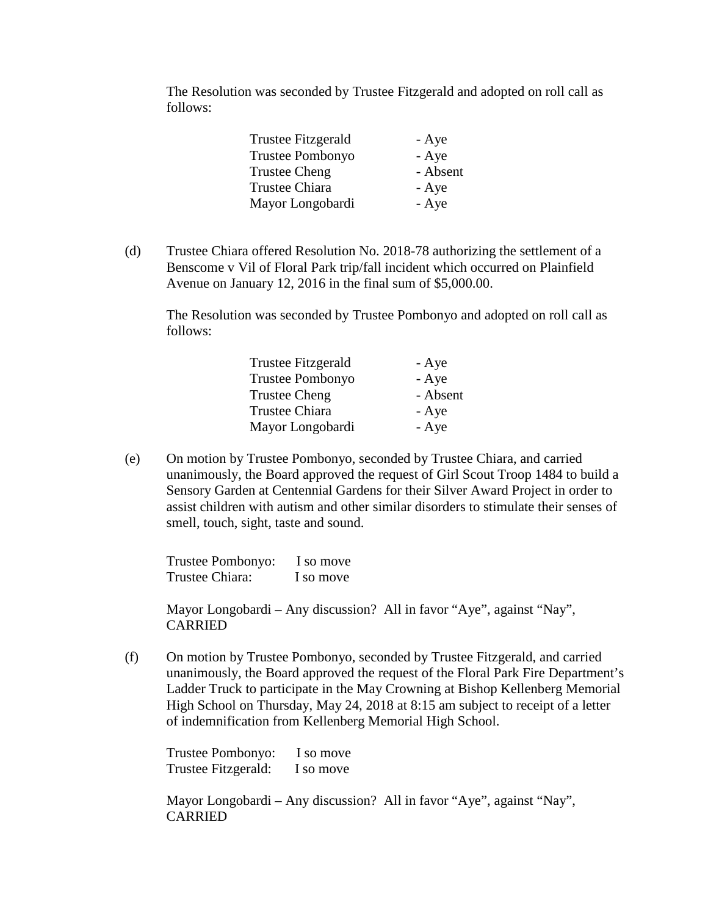The Resolution was seconded by Trustee Fitzgerald and adopted on roll call as follows:

| | |
|---|---|
| Trustee Fitzgerald | - Aye |
| Trustee Pombonyo | - Aye |
| Trustee Cheng | - Absent |
| Trustee Chiara | - Aye |
| Mayor Longobardi | - Aye |

(d) Trustee Chiara offered Resolution No. 2018-78 authorizing the settlement of a Benscome v Vil of Floral Park trip/fall incident which occurred on Plainfield Avenue on January 12, 2016 in the final sum of $5,000.00.

The Resolution was seconded by Trustee Pombonyo and adopted on roll call as follows:

| | |
|---|---|
| Trustee Fitzgerald | - Aye |
| Trustee Pombonyo | - Aye |
| Trustee Cheng | - Absent |
| Trustee Chiara | - Aye |
| Mayor Longobardi | - Aye |

(e) On motion by Trustee Pombonyo, seconded by Trustee Chiara, and carried unanimously, the Board approved the request of Girl Scout Troop 1484 to build a Sensory Garden at Centennial Gardens for their Silver Award Project in order to assist children with autism and other similar disorders to stimulate their senses of smell, touch, sight, taste and sound.

Trustee Pombonyo: I so move
Trustee Chiara: I so move

Mayor Longobardi – Any discussion? All in favor "Aye", against "Nay", CARRIED

(f) On motion by Trustee Pombonyo, seconded by Trustee Fitzgerald, and carried unanimously, the Board approved the request of the Floral Park Fire Department's Ladder Truck to participate in the May Crowning at Bishop Kellenberg Memorial High School on Thursday, May 24, 2018 at 8:15 am subject to receipt of a letter of indemnification from Kellenberg Memorial High School.

Trustee Pombonyo: I so move
Trustee Fitzgerald: I so move

Mayor Longobardi – Any discussion? All in favor "Aye", against "Nay", CARRIED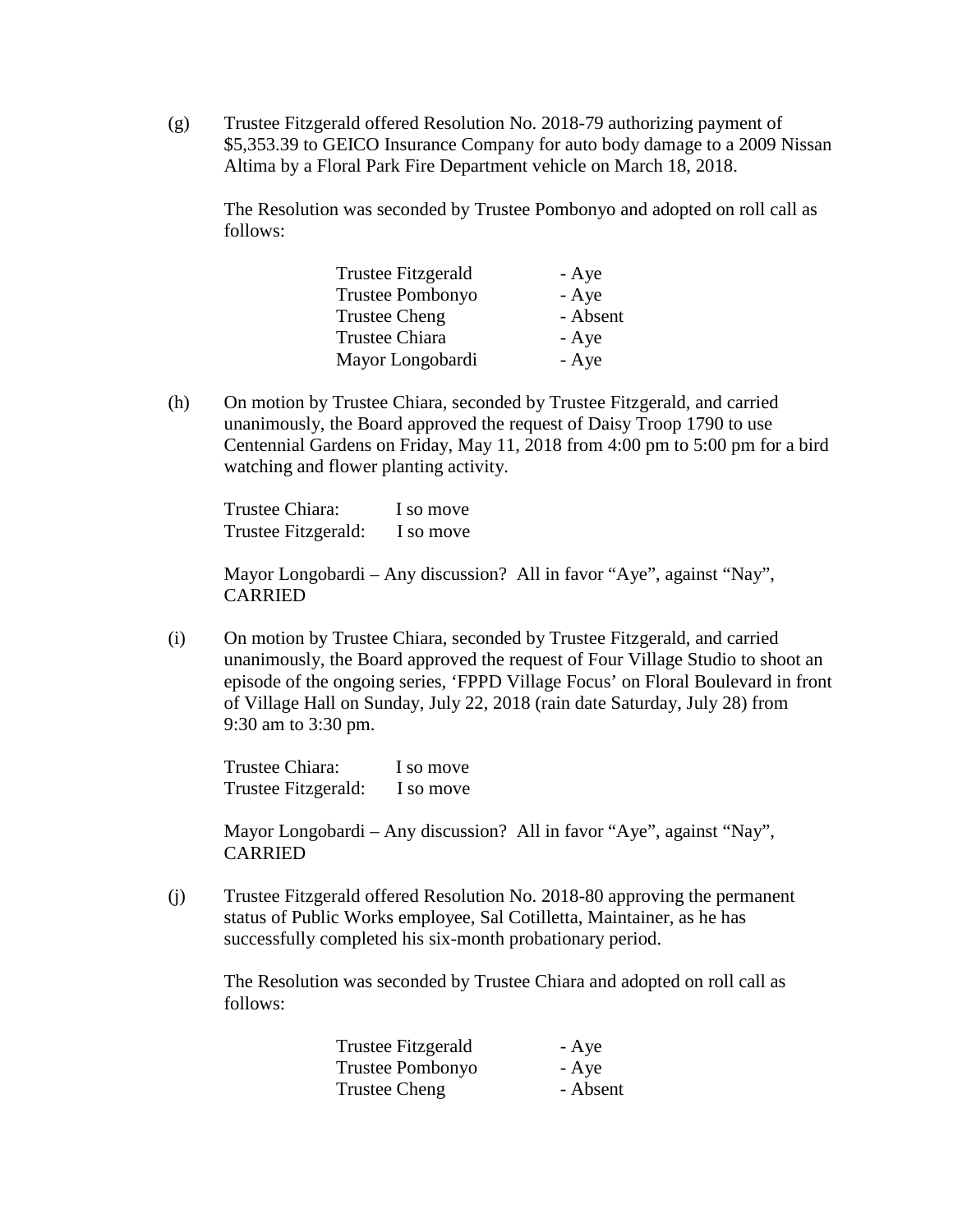(g) Trustee Fitzgerald offered Resolution No. 2018-79 authorizing payment of $5,353.39 to GEICO Insurance Company for auto body damage to a 2009 Nissan Altima by a Floral Park Fire Department vehicle on March 18, 2018.

The Resolution was seconded by Trustee Pombonyo and adopted on roll call as follows:

| | |
|---|---|
| Trustee Fitzgerald | - Aye |
| Trustee Pombonyo | - Aye |
| Trustee Cheng | - Absent |
| Trustee Chiara | - Aye |
| Mayor Longobardi | - Aye |

(h) On motion by Trustee Chiara, seconded by Trustee Fitzgerald, and carried unanimously, the Board approved the request of Daisy Troop 1790 to use Centennial Gardens on Friday, May 11, 2018 from 4:00 pm to 5:00 pm for a bird watching and flower planting activity.

Trustee Chiara: I so move
Trustee Fitzgerald: I so move

Mayor Longobardi – Any discussion? All in favor "Aye", against "Nay", CARRIED

(i) On motion by Trustee Chiara, seconded by Trustee Fitzgerald, and carried unanimously, the Board approved the request of Four Village Studio to shoot an episode of the ongoing series, 'FPPD Village Focus' on Floral Boulevard in front of Village Hall on Sunday, July 22, 2018 (rain date Saturday, July 28) from 9:30 am to 3:30 pm.

Trustee Chiara: I so move
Trustee Fitzgerald: I so move

Mayor Longobardi – Any discussion? All in favor "Aye", against "Nay", CARRIED

(j) Trustee Fitzgerald offered Resolution No. 2018-80 approving the permanent status of Public Works employee, Sal Cotilletta, Maintainer, as he has successfully completed his six-month probationary period.

The Resolution was seconded by Trustee Chiara and adopted on roll call as follows:

| | |
|---|---|
| Trustee Fitzgerald | - Aye |
| Trustee Pombonyo | - Aye |
| Trustee Cheng | - Absent |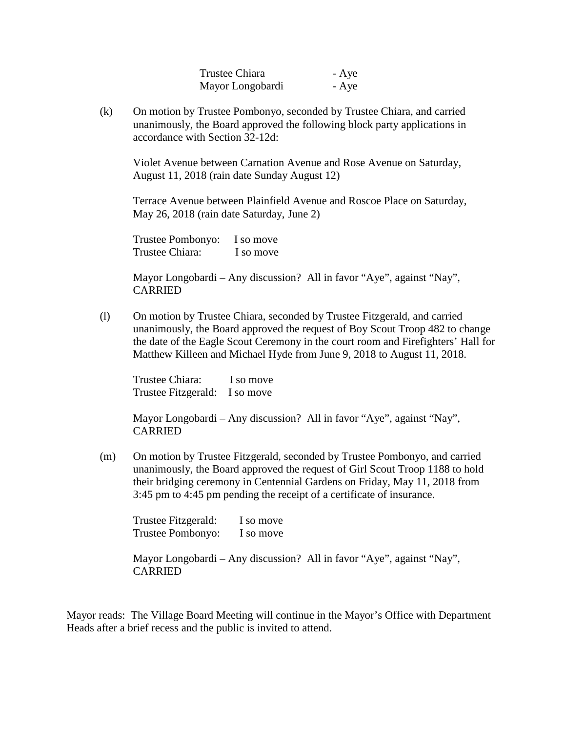Trustee Chiara - Aye
Mayor Longobardi - Aye

(k) On motion by Trustee Pombonyo, seconded by Trustee Chiara, and carried unanimously, the Board approved the following block party applications in accordance with Section 32-12d:

Violet Avenue between Carnation Avenue and Rose Avenue on Saturday, August 11, 2018 (rain date Sunday August 12)

Terrace Avenue between Plainfield Avenue and Roscoe Place on Saturday, May 26, 2018 (rain date Saturday, June 2)

Trustee Pombonyo: I so move
Trustee Chiara: I so move

Mayor Longobardi – Any discussion? All in favor "Aye", against "Nay", CARRIED

(l) On motion by Trustee Chiara, seconded by Trustee Fitzgerald, and carried unanimously, the Board approved the request of Boy Scout Troop 482 to change the date of the Eagle Scout Ceremony in the court room and Firefighters' Hall for Matthew Killeen and Michael Hyde from June 9, 2018 to August 11, 2018.

Trustee Chiara: I so move
Trustee Fitzgerald: I so move

Mayor Longobardi – Any discussion? All in favor "Aye", against "Nay", CARRIED

(m) On motion by Trustee Fitzgerald, seconded by Trustee Pombonyo, and carried unanimously, the Board approved the request of Girl Scout Troop 1188 to hold their bridging ceremony in Centennial Gardens on Friday, May 11, 2018 from 3:45 pm to 4:45 pm pending the receipt of a certificate of insurance.

Trustee Fitzgerald: I so move
Trustee Pombonyo: I so move

Mayor Longobardi – Any discussion? All in favor "Aye", against "Nay", CARRIED

Mayor reads: The Village Board Meeting will continue in the Mayor's Office with Department Heads after a brief recess and the public is invited to attend.